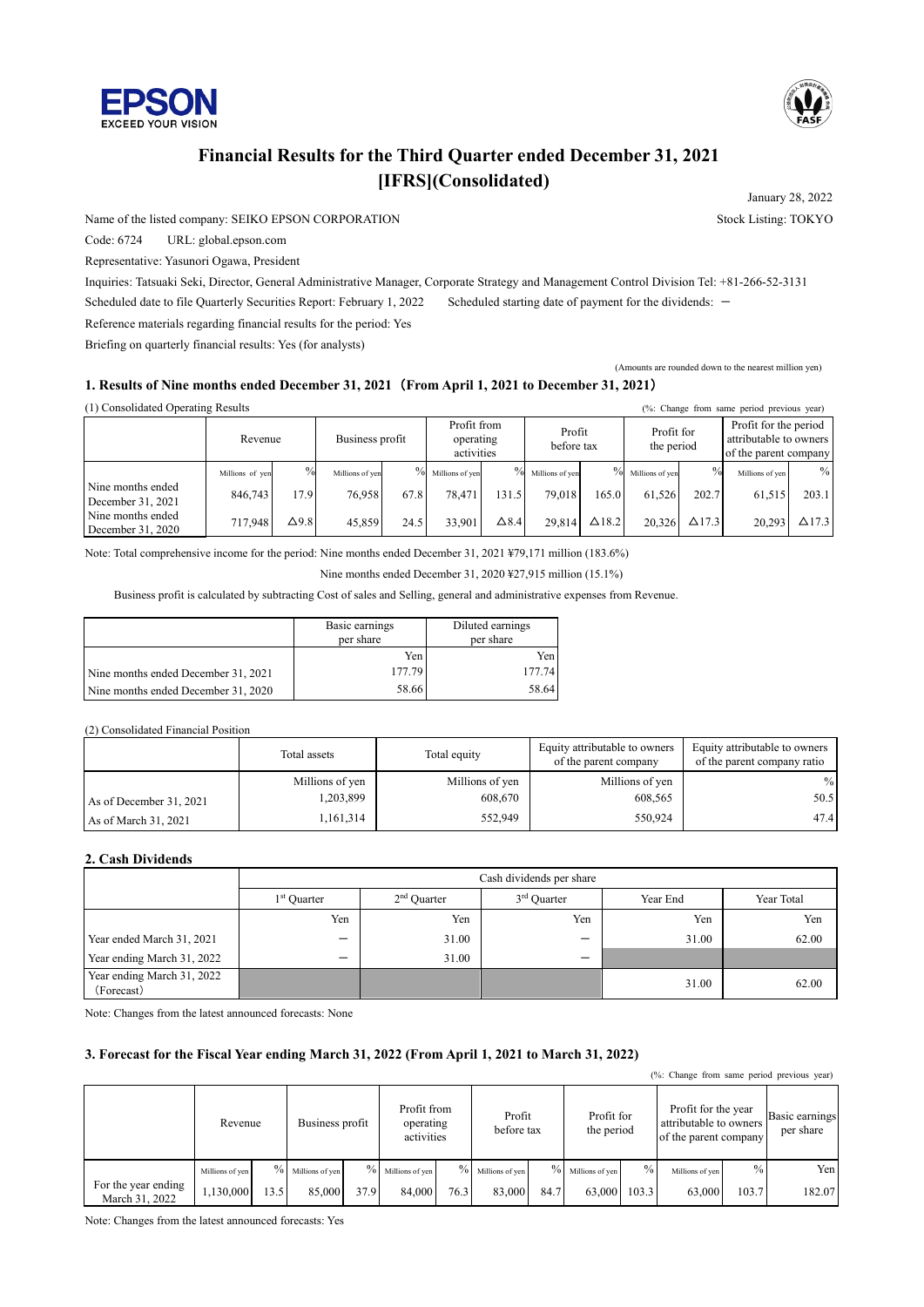# Financial Results for the Third Quarter ended December 31, 2021 [IFRS](Consolidated)

January 28, 2022

Name of the listed company: SEIKO EPSON CORPORATION　Stock Listing: TOKYO

Code: 6724　URL: global.epson.com

Representative: Yasunori Ogawa, President

Inquiries: Tatsuaki Seki, Director, General Administrative Manager, Corporate Strategy and Management Control Division Tel: +81-266-52-3131

Scheduled date to file Quarterly Securities Report: February 1, 2022　Scheduled starting date of payment for the dividends: －

Reference materials regarding financial results for the period: Yes

Briefing on quarterly financial results: Yes (for analysts)

(Amounts are rounded down to the nearest million yen)

## 1. Results of Nine months ended December 31, 2021（From April 1, 2021 to December 31, 2021）

(1) Consolidated Operating Results　(%: Change from same period previous year)

| | Revenue | | Business profit | | Profit from operating activities | | Profit before tax | | Profit for the period | | Profit for the period attributable to owners of the parent company | |
|---|---|---|---|---|---|---|---|---|---|---|---|---|
| | Millions of yen | % | Millions of yen | % | Millions of yen | % | Millions of yen | % | Millions of yen | % | Millions of yen | % |
| Nine months ended December 31, 2021 | 846,743 | 17.9 | 76,958 | 67.8 | 78,471 | 131.5 | 79,018 | 165.0 | 61,526 | 202.7 | 61,515 | 203.1 |
| Nine months ended December 31, 2020 | 717,948 | △9.8 | 45,859 | 24.5 | 33,901 | △8.4 | 29,814 | △18.2 | 20,326 | △17.3 | 20,293 | △17.3 |

Note: Total comprehensive income for the period: Nine months ended December 31, 2021 ¥79,171 million (183.6%)

Nine months ended December 31, 2020 ¥27,915 million (15.1%)

Business profit is calculated by subtracting Cost of sales and Selling, general and administrative expenses from Revenue.

| | Basic earnings per share | Diluted earnings per share |
|---|---|---|
| | Yen | Yen |
| Nine months ended December 31, 2021 | 177.79 | 177.74 |
| Nine months ended December 31, 2020 | 58.66 | 58.64 |

(2) Consolidated Financial Position

| | Total assets | Total equity | Equity attributable to owners of the parent company | Equity attributable to owners of the parent company ratio |
|---|---|---|---|---|
| | Millions of yen | Millions of yen | Millions of yen | % |
| As of December 31, 2021 | 1,203,899 | 608,670 | 608,565 | 50.5 |
| As of March 31, 2021 | 1,161,314 | 552,949 | 550,924 | 47.4 |

## 2. Cash Dividends

| | Cash dividends per share | | | | |
|---|---|---|---|---|---|
| | 1st Quarter | 2nd Quarter | 3rd Quarter | Year End | Year Total |
| | Yen | Yen | Yen | Yen | Yen |
| Year ended March 31, 2021 | － | 31.00 | － | 31.00 | 62.00 |
| Year ending March 31, 2022 | － | 31.00 | － | | |
| Year ending March 31, 2022 (Forecast) | | | | 31.00 | 62.00 |

Note: Changes from the latest announced forecasts: None

## 3. Forecast for the Fiscal Year ending March 31, 2022 (From April 1, 2021 to March 31, 2022)

(%: Change from same period previous year)

| | Revenue | | Business profit | | Profit from operating activities | | Profit before tax | | Profit for the period | | Profit for the year attributable to owners of the parent company | | Basic earnings per share |
|---|---|---|---|---|---|---|---|---|---|---|---|---|---|
| | Millions of yen | % | Millions of yen | % | Millions of yen | % | Millions of yen | % | Millions of yen | % | Millions of yen | % | Yen |
| For the year ending March 31, 2022 | 1,130,000 | 13.5 | 85,000 | 37.9 | 84,000 | 76.3 | 83,000 | 84.7 | 63,000 | 103.3 | 63,000 | 103.7 | 182.07 |

Note: Changes from the latest announced forecasts: Yes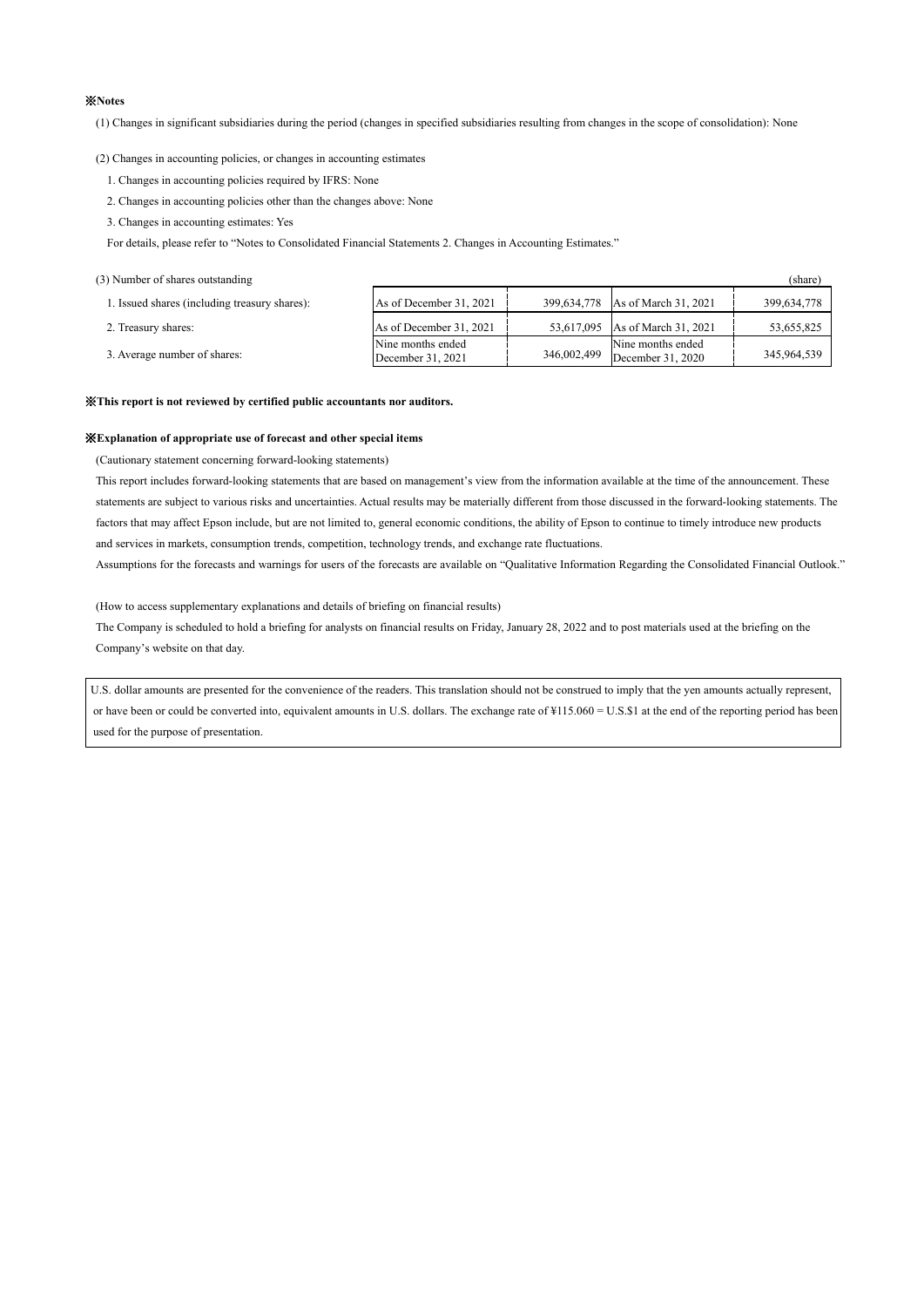**※Notes**

(1) Changes in significant subsidiaries during the period (changes in specified subsidiaries resulting from changes in the scope of consolidation): None

(2) Changes in accounting policies, or changes in accounting estimates

1. Changes in accounting policies required by IFRS: None

2. Changes in accounting policies other than the changes above: None

3. Changes in accounting estimates: Yes

For details, please refer to "Notes to Consolidated Financial Statements 2. Changes in Accounting Estimates."

(3) Number of shares outstanding (share)

| | | | | |
|---|---|---|---|---|
| 1. Issued shares (including treasury shares): | As of December 31, 2021 | 399,634,778 | As of March 31, 2021 | 399,634,778 |
| 2. Treasury shares: | As of December 31, 2021 | 53,617,095 | As of March 31, 2021 | 53,655,825 |
| 3. Average number of shares: | Nine months ended December 31, 2021 | 346,002,499 | Nine months ended December 31, 2020 | 345,964,539 |

**※This report is not reviewed by certified public accountants nor auditors.**

**※Explanation of appropriate use of forecast and other special items**

(Cautionary statement concerning forward-looking statements)

This report includes forward-looking statements that are based on management's view from the information available at the time of the announcement. These statements are subject to various risks and uncertainties. Actual results may be materially different from those discussed in the forward-looking statements. The factors that may affect Epson include, but are not limited to, general economic conditions, the ability of Epson to continue to timely introduce new products and services in markets, consumption trends, competition, technology trends, and exchange rate fluctuations.

Assumptions for the forecasts and warnings for users of the forecasts are available on "Qualitative Information Regarding the Consolidated Financial Outlook."

(How to access supplementary explanations and details of briefing on financial results)

The Company is scheduled to hold a briefing for analysts on financial results on Friday, January 28, 2022 and to post materials used at the briefing on the Company's website on that day.

U.S. dollar amounts are presented for the convenience of the readers. This translation should not be construed to imply that the yen amounts actually represent, or have been or could be converted into, equivalent amounts in U.S. dollars. The exchange rate of ¥115.060 = U.S.$1 at the end of the reporting period has been used for the purpose of presentation.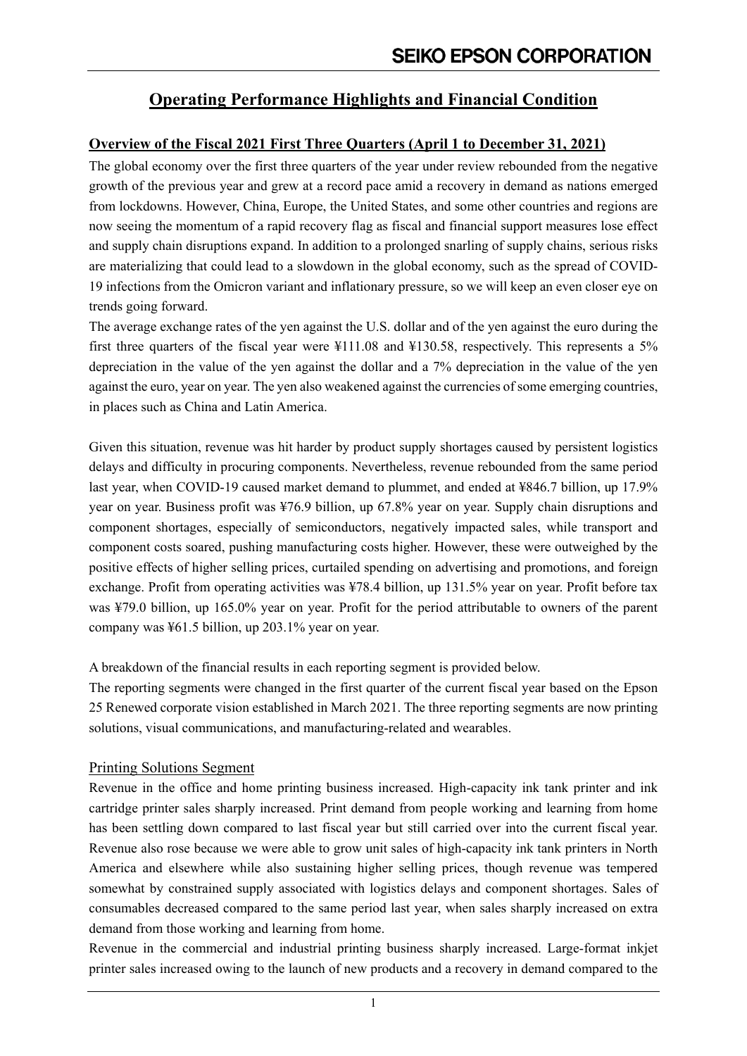# Operating Performance Highlights and Financial Condition

## Overview of the Fiscal 2021 First Three Quarters (April 1 to December 31, 2021)

The global economy over the first three quarters of the year under review rebounded from the negative growth of the previous year and grew at a record pace amid a recovery in demand as nations emerged from lockdowns. However, China, Europe, the United States, and some other countries and regions are now seeing the momentum of a rapid recovery flag as fiscal and financial support measures lose effect and supply chain disruptions expand. In addition to a prolonged snarling of supply chains, serious risks are materializing that could lead to a slowdown in the global economy, such as the spread of COVID-19 infections from the Omicron variant and inflationary pressure, so we will keep an even closer eye on trends going forward.

The average exchange rates of the yen against the U.S. dollar and of the yen against the euro during the first three quarters of the fiscal year were ¥111.08 and ¥130.58, respectively. This represents a 5% depreciation in the value of the yen against the dollar and a 7% depreciation in the value of the yen against the euro, year on year. The yen also weakened against the currencies of some emerging countries, in places such as China and Latin America.

Given this situation, revenue was hit harder by product supply shortages caused by persistent logistics delays and difficulty in procuring components. Nevertheless, revenue rebounded from the same period last year, when COVID-19 caused market demand to plummet, and ended at ¥846.7 billion, up 17.9% year on year. Business profit was ¥76.9 billion, up 67.8% year on year. Supply chain disruptions and component shortages, especially of semiconductors, negatively impacted sales, while transport and component costs soared, pushing manufacturing costs higher. However, these were outweighed by the positive effects of higher selling prices, curtailed spending on advertising and promotions, and foreign exchange. Profit from operating activities was ¥78.4 billion, up 131.5% year on year. Profit before tax was ¥79.0 billion, up 165.0% year on year. Profit for the period attributable to owners of the parent company was ¥61.5 billion, up 203.1% year on year.

A breakdown of the financial results in each reporting segment is provided below.

The reporting segments were changed in the first quarter of the current fiscal year based on the Epson 25 Renewed corporate vision established in March 2021. The three reporting segments are now printing solutions, visual communications, and manufacturing-related and wearables.

### Printing Solutions Segment

Revenue in the office and home printing business increased. High-capacity ink tank printer and ink cartridge printer sales sharply increased. Print demand from people working and learning from home has been settling down compared to last fiscal year but still carried over into the current fiscal year. Revenue also rose because we were able to grow unit sales of high-capacity ink tank printers in North America and elsewhere while also sustaining higher selling prices, though revenue was tempered somewhat by constrained supply associated with logistics delays and component shortages. Sales of consumables decreased compared to the same period last year, when sales sharply increased on extra demand from those working and learning from home.

Revenue in the commercial and industrial printing business sharply increased. Large-format inkjet printer sales increased owing to the launch of new products and a recovery in demand compared to the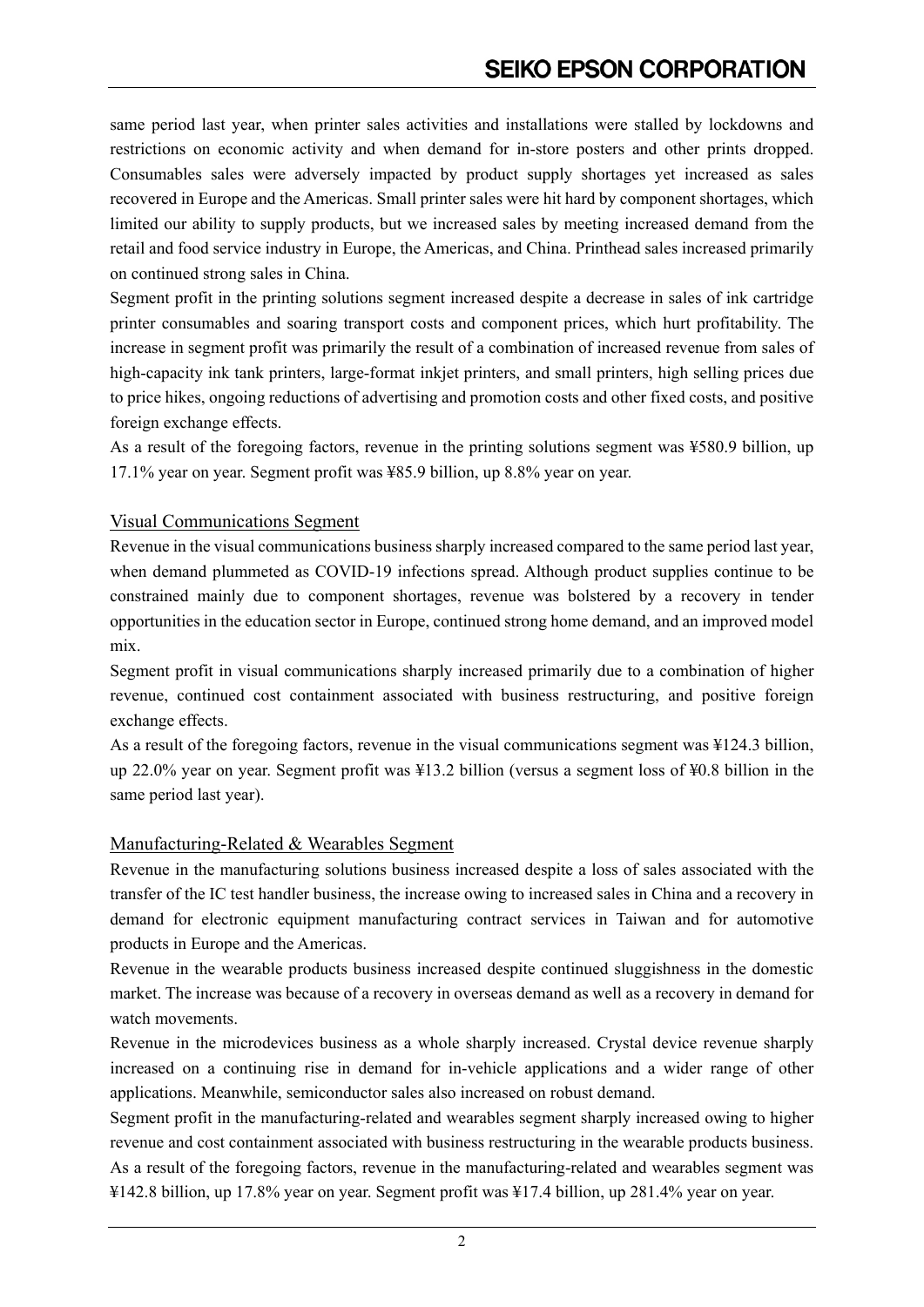same period last year, when printer sales activities and installations were stalled by lockdowns and restrictions on economic activity and when demand for in-store posters and other prints dropped. Consumables sales were adversely impacted by product supply shortages yet increased as sales recovered in Europe and the Americas. Small printer sales were hit hard by component shortages, which limited our ability to supply products, but we increased sales by meeting increased demand from the retail and food service industry in Europe, the Americas, and China. Printhead sales increased primarily on continued strong sales in China.

Segment profit in the printing solutions segment increased despite a decrease in sales of ink cartridge printer consumables and soaring transport costs and component prices, which hurt profitability. The increase in segment profit was primarily the result of a combination of increased revenue from sales of high-capacity ink tank printers, large-format inkjet printers, and small printers, high selling prices due to price hikes, ongoing reductions of advertising and promotion costs and other fixed costs, and positive foreign exchange effects.

As a result of the foregoing factors, revenue in the printing solutions segment was ¥580.9 billion, up 17.1% year on year. Segment profit was ¥85.9 billion, up 8.8% year on year.

## Visual Communications Segment

Revenue in the visual communications business sharply increased compared to the same period last year, when demand plummeted as COVID-19 infections spread. Although product supplies continue to be constrained mainly due to component shortages, revenue was bolstered by a recovery in tender opportunities in the education sector in Europe, continued strong home demand, and an improved model mix.

Segment profit in visual communications sharply increased primarily due to a combination of higher revenue, continued cost containment associated with business restructuring, and positive foreign exchange effects.

As a result of the foregoing factors, revenue in the visual communications segment was ¥124.3 billion, up 22.0% year on year. Segment profit was ¥13.2 billion (versus a segment loss of ¥0.8 billion in the same period last year).

## Manufacturing-Related & Wearables Segment

Revenue in the manufacturing solutions business increased despite a loss of sales associated with the transfer of the IC test handler business, the increase owing to increased sales in China and a recovery in demand for electronic equipment manufacturing contract services in Taiwan and for automotive products in Europe and the Americas.

Revenue in the wearable products business increased despite continued sluggishness in the domestic market. The increase was because of a recovery in overseas demand as well as a recovery in demand for watch movements.

Revenue in the microdevices business as a whole sharply increased. Crystal device revenue sharply increased on a continuing rise in demand for in-vehicle applications and a wider range of other applications. Meanwhile, semiconductor sales also increased on robust demand.

Segment profit in the manufacturing-related and wearables segment sharply increased owing to higher revenue and cost containment associated with business restructuring in the wearable products business.

As a result of the foregoing factors, revenue in the manufacturing-related and wearables segment was ¥142.8 billion, up 17.8% year on year. Segment profit was ¥17.4 billion, up 281.4% year on year.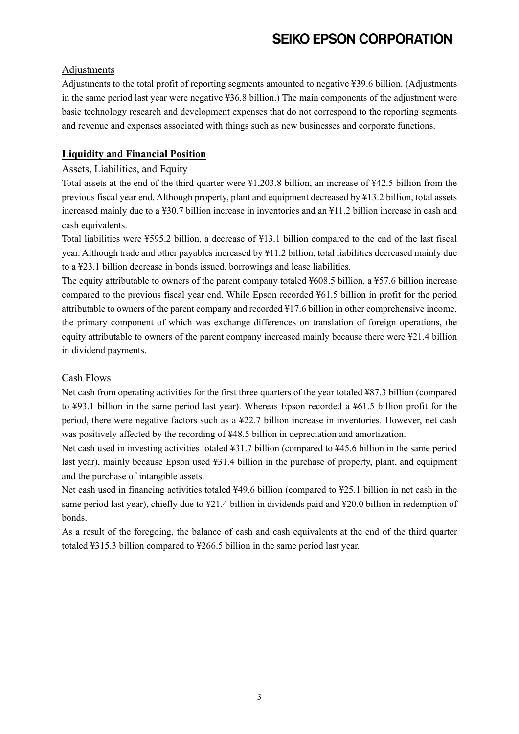Adjustments

Adjustments to the total profit of reporting segments amounted to negative ¥39.6 billion. (Adjustments in the same period last year were negative ¥36.8 billion.) The main components of the adjustment were basic technology research and development expenses that do not correspond to the reporting segments and revenue and expenses associated with things such as new businesses and corporate functions.

## Liquidity and Financial Position

Assets, Liabilities, and Equity

Total assets at the end of the third quarter were ¥1,203.8 billion, an increase of ¥42.5 billion from the previous fiscal year end. Although property, plant and equipment decreased by ¥13.2 billion, total assets increased mainly due to a ¥30.7 billion increase in inventories and an ¥11.2 billion increase in cash and cash equivalents.

Total liabilities were ¥595.2 billion, a decrease of ¥13.1 billion compared to the end of the last fiscal year. Although trade and other payables increased by ¥11.2 billion, total liabilities decreased mainly due to a ¥23.1 billion decrease in bonds issued, borrowings and lease liabilities.

The equity attributable to owners of the parent company totaled ¥608.5 billion, a ¥57.6 billion increase compared to the previous fiscal year end. While Epson recorded ¥61.5 billion in profit for the period attributable to owners of the parent company and recorded ¥17.6 billion in other comprehensive income, the primary component of which was exchange differences on translation of foreign operations, the equity attributable to owners of the parent company increased mainly because there were ¥21.4 billion in dividend payments.

Cash Flows

Net cash from operating activities for the first three quarters of the year totaled ¥87.3 billion (compared to ¥93.1 billion in the same period last year). Whereas Epson recorded a ¥61.5 billion profit for the period, there were negative factors such as a ¥22.7 billion increase in inventories. However, net cash was positively affected by the recording of ¥48.5 billion in depreciation and amortization.

Net cash used in investing activities totaled ¥31.7 billion (compared to ¥45.6 billion in the same period last year), mainly because Epson used ¥31.4 billion in the purchase of property, plant, and equipment and the purchase of intangible assets.

Net cash used in financing activities totaled ¥49.6 billion (compared to ¥25.1 billion in net cash in the same period last year), chiefly due to ¥21.4 billion in dividends paid and ¥20.0 billion in redemption of bonds.

As a result of the foregoing, the balance of cash and cash equivalents at the end of the third quarter totaled ¥315.3 billion compared to ¥266.5 billion in the same period last year.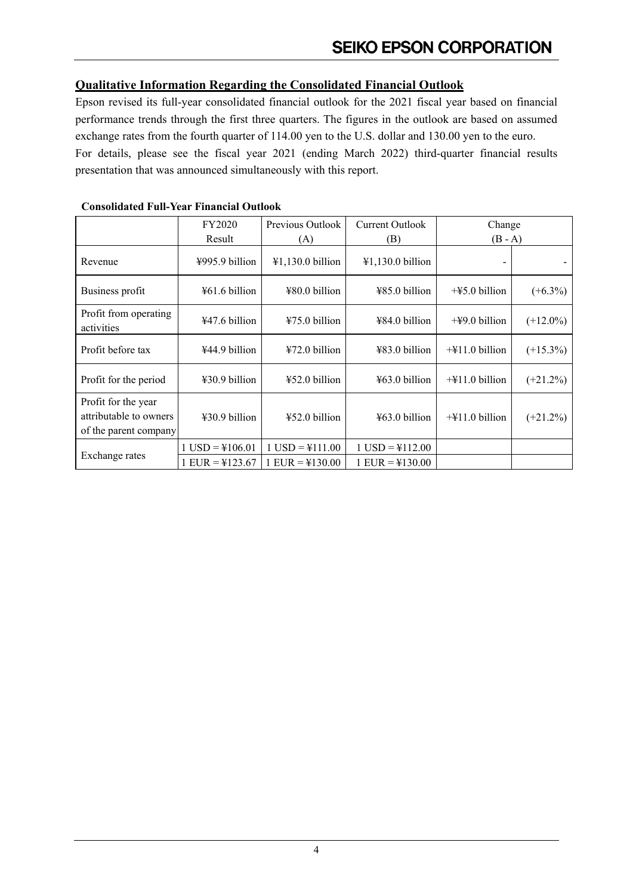## Qualitative Information Regarding the Consolidated Financial Outlook

Epson revised its full-year consolidated financial outlook for the 2021 fiscal year based on financial performance trends through the first three quarters. The figures in the outlook are based on assumed exchange rates from the fourth quarter of 114.00 yen to the U.S. dollar and 130.00 yen to the euro.
For details, please see the fiscal year 2021 (ending March 2022) third-quarter financial results presentation that was announced simultaneously with this report.

**Consolidated Full-Year Financial Outlook**

| | FY2020 Result | Previous Outlook (A) | Current Outlook (B) | Change (B - A) | |
|---|---|---|---|---|---|
| Revenue | ¥995.9 billion | ¥1,130.0 billion | ¥1,130.0 billion | - | - |
| Business profit | ¥61.6 billion | ¥80.0 billion | ¥85.0 billion | +¥5.0 billion | (+6.3%) |
| Profit from operating activities | ¥47.6 billion | ¥75.0 billion | ¥84.0 billion | +¥9.0 billion | (+12.0%) |
| Profit before tax | ¥44.9 billion | ¥72.0 billion | ¥83.0 billion | +¥11.0 billion | (+15.3%) |
| Profit for the period | ¥30.9 billion | ¥52.0 billion | ¥63.0 billion | +¥11.0 billion | (+21.2%) |
| Profit for the year attributable to owners of the parent company | ¥30.9 billion | ¥52.0 billion | ¥63.0 billion | +¥11.0 billion | (+21.2%) |
| Exchange rates | 1 USD = ¥106.01 | 1 USD = ¥111.00 | 1 USD = ¥112.00 | | |
| | 1 EUR = ¥123.67 | 1 EUR = ¥130.00 | 1 EUR = ¥130.00 | | |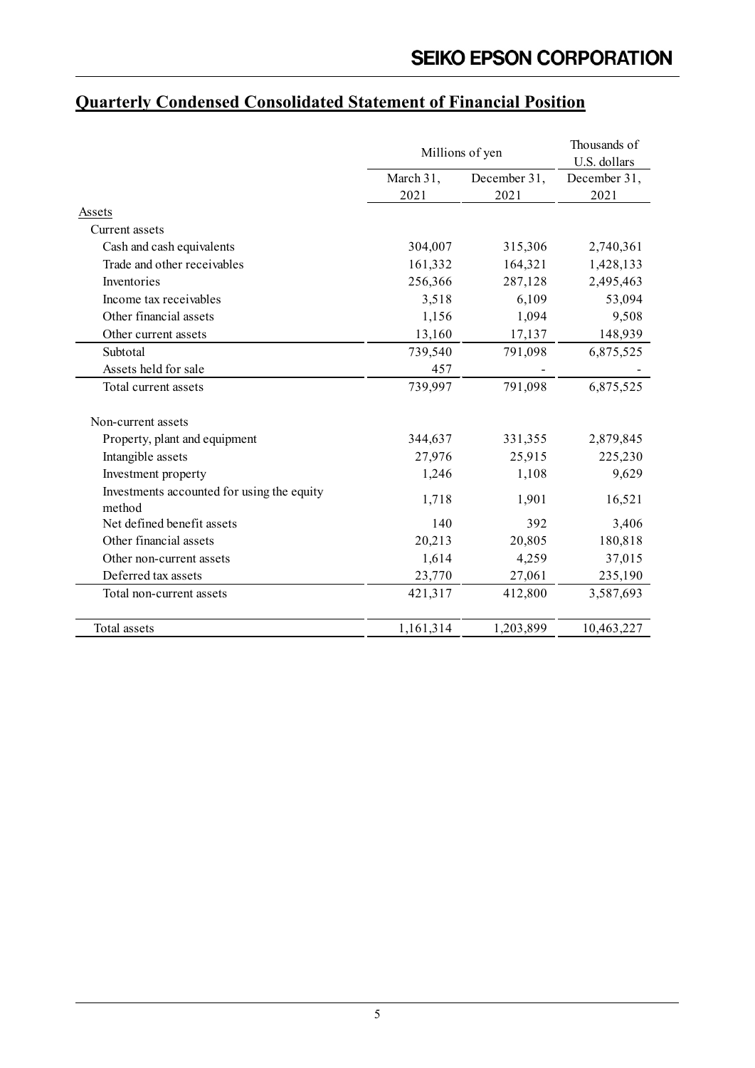## Quarterly Condensed Consolidated Statement of Financial Position

| | Millions of yen | | Thousands of U.S. dollars |
|---|---|---|---|
| | March 31, 2021 | December 31, 2021 | December 31, 2021 |
| Assets | | | |
| Current assets | | | |
| Cash and cash equivalents | 304,007 | 315,306 | 2,740,361 |
| Trade and other receivables | 161,332 | 164,321 | 1,428,133 |
| Inventories | 256,366 | 287,128 | 2,495,463 |
| Income tax receivables | 3,518 | 6,109 | 53,094 |
| Other financial assets | 1,156 | 1,094 | 9,508 |
| Other current assets | 13,160 | 17,137 | 148,939 |
| Subtotal | 739,540 | 791,098 | 6,875,525 |
| Assets held for sale | 457 | - | - |
| Total current assets | 739,997 | 791,098 | 6,875,525 |
| Non-current assets | | | |
| Property, plant and equipment | 344,637 | 331,355 | 2,879,845 |
| Intangible assets | 27,976 | 25,915 | 225,230 |
| Investment property | 1,246 | 1,108 | 9,629 |
| Investments accounted for using the equity method | 1,718 | 1,901 | 16,521 |
| Net defined benefit assets | 140 | 392 | 3,406 |
| Other financial assets | 20,213 | 20,805 | 180,818 |
| Other non-current assets | 1,614 | 4,259 | 37,015 |
| Deferred tax assets | 23,770 | 27,061 | 235,190 |
| Total non-current assets | 421,317 | 412,800 | 3,587,693 |
| Total assets | 1,161,314 | 1,203,899 | 10,463,227 |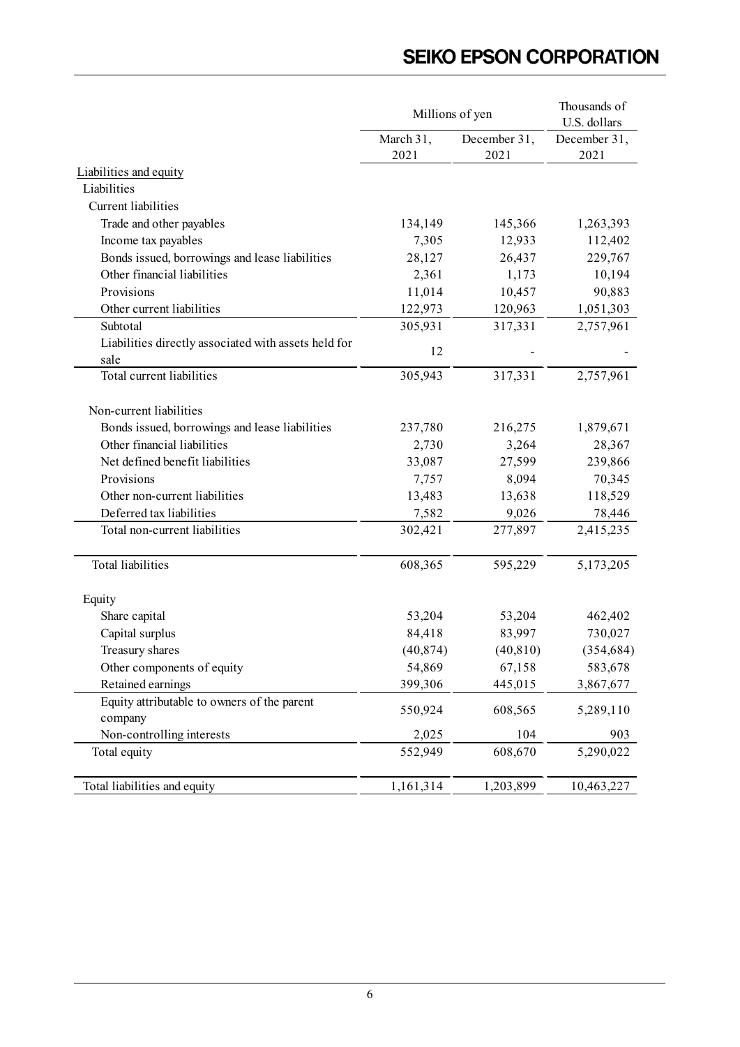| | Millions of yen | | Thousands of U.S. dollars |
|---|---|---|---|
| | March 31, 2021 | December 31, 2021 | December 31, 2021 |
| Liabilities and equity | | | |
| Liabilities | | | |
| Current liabilities | | | |
| Trade and other payables | 134,149 | 145,366 | 1,263,393 |
| Income tax payables | 7,305 | 12,933 | 112,402 |
| Bonds issued, borrowings and lease liabilities | 28,127 | 26,437 | 229,767 |
| Other financial liabilities | 2,361 | 1,173 | 10,194 |
| Provisions | 11,014 | 10,457 | 90,883 |
| Other current liabilities | 122,973 | 120,963 | 1,051,303 |
| Subtotal | 305,931 | 317,331 | 2,757,961 |
| Liabilities directly associated with assets held for sale | 12 | - | - |
| Total current liabilities | 305,943 | 317,331 | 2,757,961 |
| Non-current liabilities | | | |
| Bonds issued, borrowings and lease liabilities | 237,780 | 216,275 | 1,879,671 |
| Other financial liabilities | 2,730 | 3,264 | 28,367 |
| Net defined benefit liabilities | 33,087 | 27,599 | 239,866 |
| Provisions | 7,757 | 8,094 | 70,345 |
| Other non-current liabilities | 13,483 | 13,638 | 118,529 |
| Deferred tax liabilities | 7,582 | 9,026 | 78,446 |
| Total non-current liabilities | 302,421 | 277,897 | 2,415,235 |
| Total liabilities | 608,365 | 595,229 | 5,173,205 |
| Equity | | | |
| Share capital | 53,204 | 53,204 | 462,402 |
| Capital surplus | 84,418 | 83,997 | 730,027 |
| Treasury shares | (40,874) | (40,810) | (354,684) |
| Other components of equity | 54,869 | 67,158 | 583,678 |
| Retained earnings | 399,306 | 445,015 | 3,867,677 |
| Equity attributable to owners of the parent company | 550,924 | 608,565 | 5,289,110 |
| Non-controlling interests | 2,025 | 104 | 903 |
| Total equity | 552,949 | 608,670 | 5,290,022 |
| Total liabilities and equity | 1,161,314 | 1,203,899 | 10,463,227 |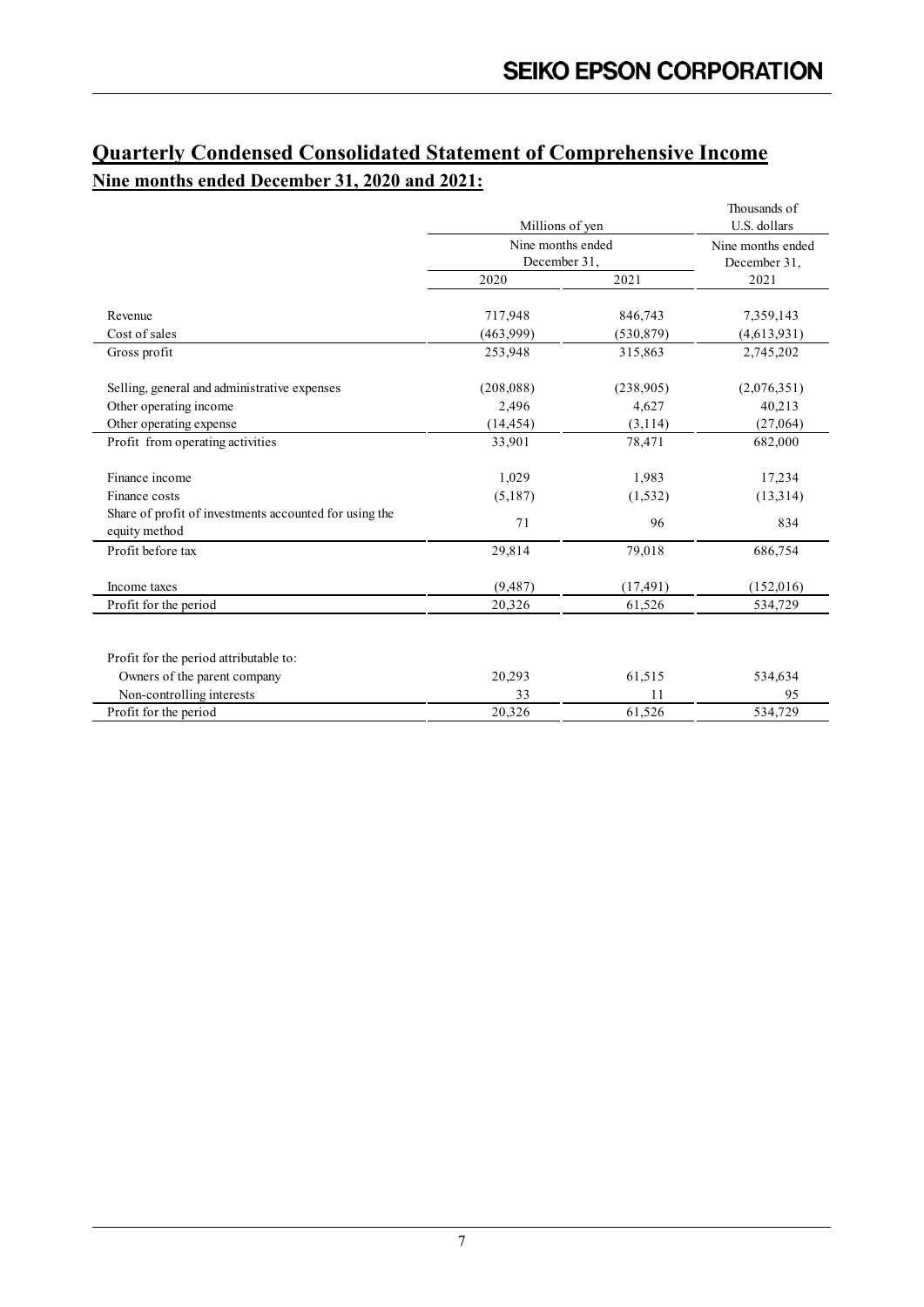## Quarterly Condensed Consolidated Statement of Comprehensive Income

### Nine months ended December 31, 2020 and 2021:

| | Millions of yen | | Thousands of U.S. dollars |
|---|---|---|---|
| | Nine months ended December 31, | | Nine months ended December 31, |
| | 2020 | 2021 | 2021 |
| Revenue | 717,948 | 846,743 | 7,359,143 |
| Cost of sales | (463,999) | (530,879) | (4,613,931) |
| Gross profit | 253,948 | 315,863 | 2,745,202 |
| Selling, general and administrative expenses | (208,088) | (238,905) | (2,076,351) |
| Other operating income | 2,496 | 4,627 | 40,213 |
| Other operating expense | (14,454) | (3,114) | (27,064) |
| Profit from operating activities | 33,901 | 78,471 | 682,000 |
| Finance income | 1,029 | 1,983 | 17,234 |
| Finance costs | (5,187) | (1,532) | (13,314) |
| Share of profit of investments accounted for using the equity method | 71 | 96 | 834 |
| Profit before tax | 29,814 | 79,018 | 686,754 |
| Income taxes | (9,487) | (17,491) | (152,016) |
| Profit for the period | 20,326 | 61,526 | 534,729 |
| | | | |
| Profit for the period attributable to: | | | |
| Owners of the parent company | 20,293 | 61,515 | 534,634 |
| Non-controlling interests | 33 | 11 | 95 |
| Profit for the period | 20,326 | 61,526 | 534,729 |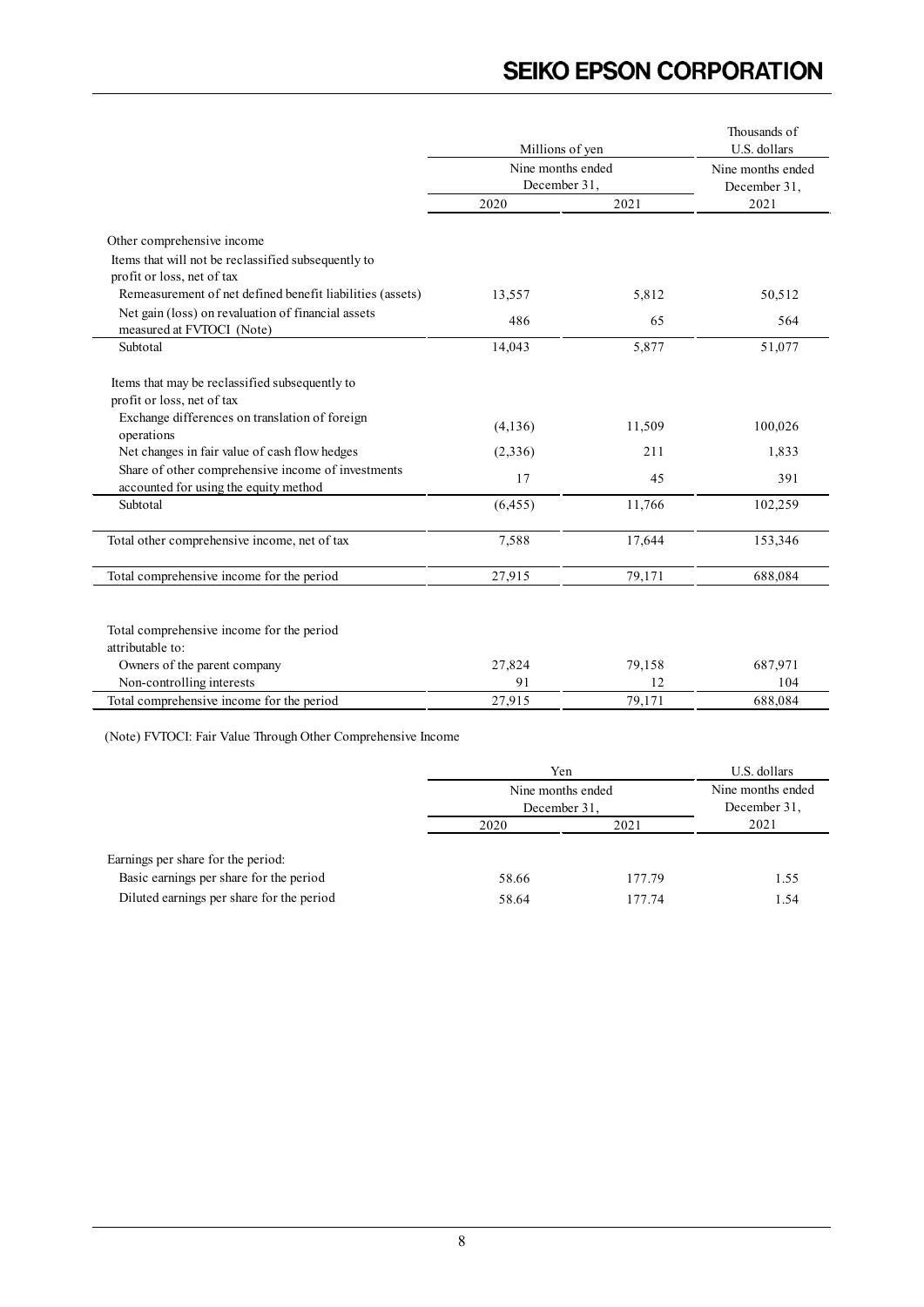|  | Millions of yen |  | Thousands of U.S. dollars |
|---|---|---|---|
|  | Nine months ended December 31, |  | Nine months ended December 31, |
|  | 2020 | 2021 | 2021 |
| Other comprehensive income |  |  |  |
| Items that will not be reclassified subsequently to profit or loss, net of tax |  |  |  |
| Remeasurement of net defined benefit liabilities (assets) | 13,557 | 5,812 | 50,512 |
| Net gain (loss) on revaluation of financial assets measured at FVTOCI (Note) | 486 | 65 | 564 |
| Subtotal | 14,043 | 5,877 | 51,077 |
| Items that may be reclassified subsequently to profit or loss, net of tax |  |  |  |
| Exchange differences on translation of foreign operations | (4,136) | 11,509 | 100,026 |
| Net changes in fair value of cash flow hedges | (2,336) | 211 | 1,833 |
| Share of other comprehensive income of investments accounted for using the equity method | 17 | 45 | 391 |
| Subtotal | (6,455) | 11,766 | 102,259 |
| Total other comprehensive income, net of tax | 7,588 | 17,644 | 153,346 |
| Total comprehensive income for the period | 27,915 | 79,171 | 688,084 |
| Total comprehensive income for the period attributable to: |  |  |  |
| Owners of the parent company | 27,824 | 79,158 | 687,971 |
| Non-controlling interests | 91 | 12 | 104 |
| Total comprehensive income for the period | 27,915 | 79,171 | 688,084 |

(Note) FVTOCI: Fair Value Through Other Comprehensive Income

|  | Yen |  | U.S. dollars |
|---|---|---|---|
|  | Nine months ended December 31, |  | Nine months ended December 31, |
|  | 2020 | 2021 | 2021 |
| Earnings per share for the period: |  |  |  |
| Basic earnings per share for the period | 58.66 | 177.79 | 1.55 |
| Diluted earnings per share for the period | 58.64 | 177.74 | 1.54 |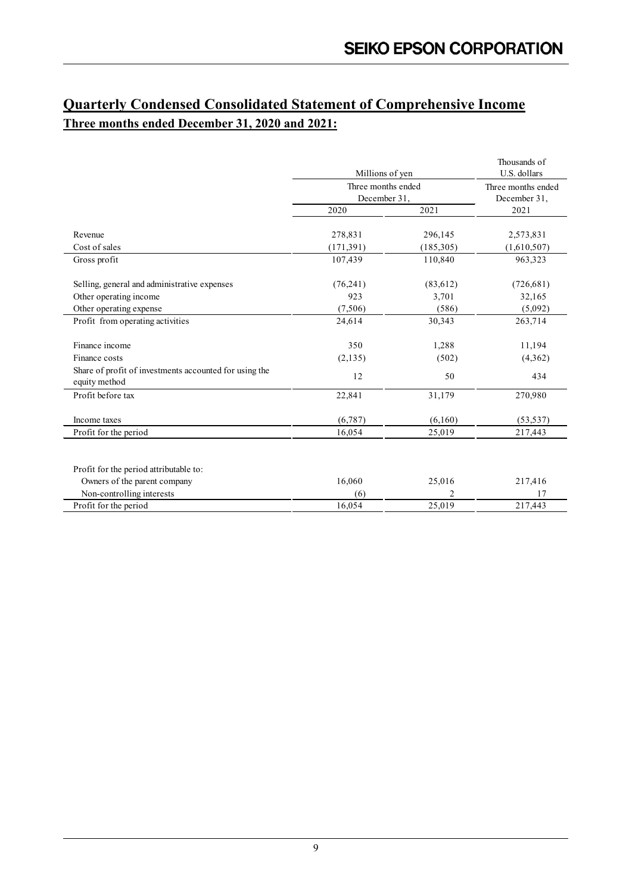## Quarterly Condensed Consolidated Statement of Comprehensive Income

### Three months ended December 31, 2020 and 2021:

| | Millions of yen | | Thousands of U.S. dollars |
|---|---|---|---|
| | Three months ended December 31, | | Three months ended December 31, |
| | 2020 | 2021 | 2021 |
| Revenue | 278,831 | 296,145 | 2,573,831 |
| Cost of sales | (171,391) | (185,305) | (1,610,507) |
| Gross profit | 107,439 | 110,840 | 963,323 |
| Selling, general and administrative expenses | (76,241) | (83,612) | (726,681) |
| Other operating income | 923 | 3,701 | 32,165 |
| Other operating expense | (7,506) | (586) | (5,092) |
| Profit from operating activities | 24,614 | 30,343 | 263,714 |
| Finance income | 350 | 1,288 | 11,194 |
| Finance costs | (2,135) | (502) | (4,362) |
| Share of profit of investments accounted for using the equity method | 12 | 50 | 434 |
| Profit before tax | 22,841 | 31,179 | 270,980 |
| Income taxes | (6,787) | (6,160) | (53,537) |
| Profit for the period | 16,054 | 25,019 | 217,443 |
| | | | |
| Profit for the period attributable to: | | | |
| Owners of the parent company | 16,060 | 25,016 | 217,416 |
| Non-controlling interests | (6) | 2 | 17 |
| Profit for the period | 16,054 | 25,019 | 217,443 |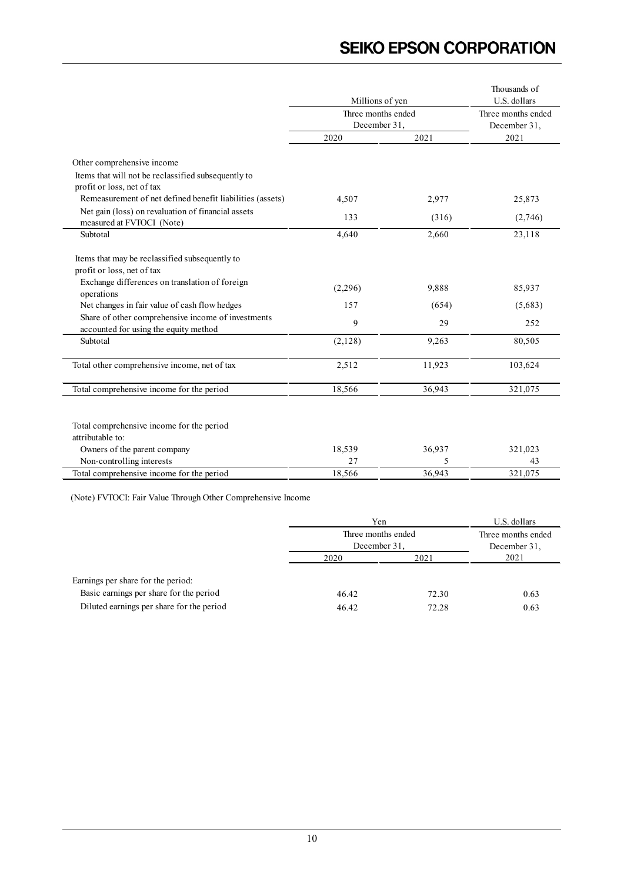| | Millions of yen | | Thousands of U.S. dollars |
|---|---|---|---|
| | Three months ended December 31, | | Three months ended December 31, |
| | 2020 | 2021 | 2021 |
| Other comprehensive income | | | |
| Items that will not be reclassified subsequently to profit or loss, net of tax | | | |
| Remeasurement of net defined benefit liabilities (assets) | 4,507 | 2,977 | 25,873 |
| Net gain (loss) on revaluation of financial assets measured at FVTOCI (Note) | 133 | (316) | (2,746) |
| Subtotal | 4,640 | 2,660 | 23,118 |
| Items that may be reclassified subsequently to profit or loss, net of tax | | | |
| Exchange differences on translation of foreign operations | (2,296) | 9,888 | 85,937 |
| Net changes in fair value of cash flow hedges | 157 | (654) | (5,683) |
| Share of other comprehensive income of investments accounted for using the equity method | 9 | 29 | 252 |
| Subtotal | (2,128) | 9,263 | 80,505 |
| Total other comprehensive income, net of tax | 2,512 | 11,923 | 103,624 |
| Total comprehensive income for the period | 18,566 | 36,943 | 321,075 |
| Total comprehensive income for the period attributable to: | | | |
| Owners of the parent company | 18,539 | 36,937 | 321,023 |
| Non-controlling interests | 27 | 5 | 43 |
| Total comprehensive income for the period | 18,566 | 36,943 | 321,075 |

(Note) FVTOCI: Fair Value Through Other Comprehensive Income

| | Yen | | U.S. dollars |
|---|---|---|---|
| | Three months ended December 31, | | Three months ended December 31, |
| | 2020 | 2021 | 2021 |
| Earnings per share for the period: | | | |
| Basic earnings per share for the period | 46.42 | 72.30 | 0.63 |
| Diluted earnings per share for the period | 46.42 | 72.28 | 0.63 |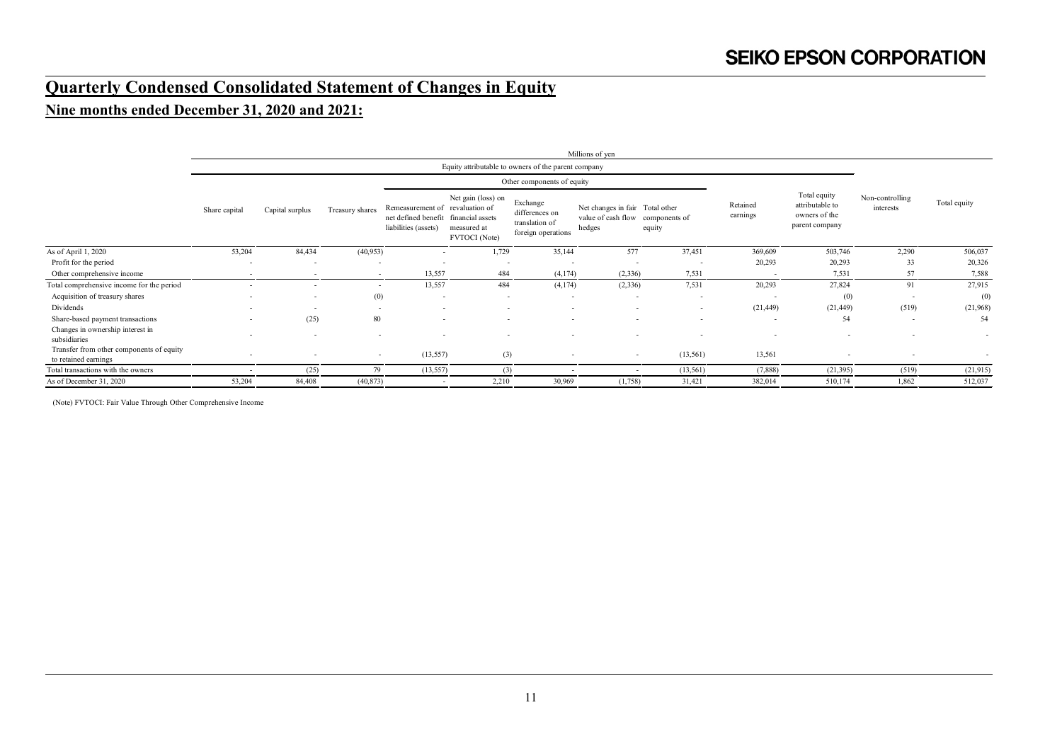# Quarterly Condensed Consolidated Statement of Changes in Equity

## Nine months ended December 31, 2020 and 2021:

| | Millions of yen | | | | | | | | | | | |
|---|---|---|---|---|---|---|---|---|---|---|---|---|
| | Equity attributable to owners of the parent company | | | | | | | | | | | |
| | | | | Other components of equity | | | | | | | | |
| | Share capital | Capital surplus | Treasury shares | Remeasurement of net defined benefit liabilities (assets) | Net gain (loss) on revaluation of financial assets measured at FVTOCI (Note) | Exchange differences on translation of foreign operations | Net changes in fair value of cash flow hedges | Total other components of equity | Retained earnings | Total equity attributable to owners of the parent company | Non-controlling interests | Total equity |
| As of April 1, 2020 | 53,204 | 84,434 | (40,953) | - | 1,729 | 35,144 | 577 | 37,451 | 369,609 | 503,746 | 2,290 | 506,037 |
| Profit for the period | - | - | - | - | - | - | - | - | 20,293 | 20,293 | 33 | 20,326 |
| Other comprehensive income | - | - | - | 13,557 | 484 | (4,174) | (2,336) | 7,531 | - | 7,531 | 57 | 7,588 |
| Total comprehensive income for the period | - | - | - | 13,557 | 484 | (4,174) | (2,336) | 7,531 | 20,293 | 27,824 | 91 | 27,915 |
| Acquisition of treasury shares | - | - | (0) | - | - | - | - | - | - | (0) | - | (0) |
| Dividends | - | - | - | - | - | - | - | - | (21,449) | (21,449) | (519) | (21,968) |
| Share-based payment transactions | - | (25) | 80 | - | - | - | - | - | - | 54 | - | 54 |
| Changes in ownership interest in subsidiaries | - | - | - | - | - | - | - | - | - | - | - | - |
| Transfer from other components of equity to retained earnings | - | - | - | (13,557) | (3) | - | - | (13,561) | 13,561 | - | - | - |
| Total transactions with the owners | - | (25) | 79 | (13,557) | (3) | - | - | (13,561) | (7,888) | (21,395) | (519) | (21,915) |
| As of December 31, 2020 | 53,204 | 84,408 | (40,873) | - | 2,210 | 30,969 | (1,758) | 31,421 | 382,014 | 510,174 | 1,862 | 512,037 |

(Note) FVTOCI: Fair Value Through Other Comprehensive Income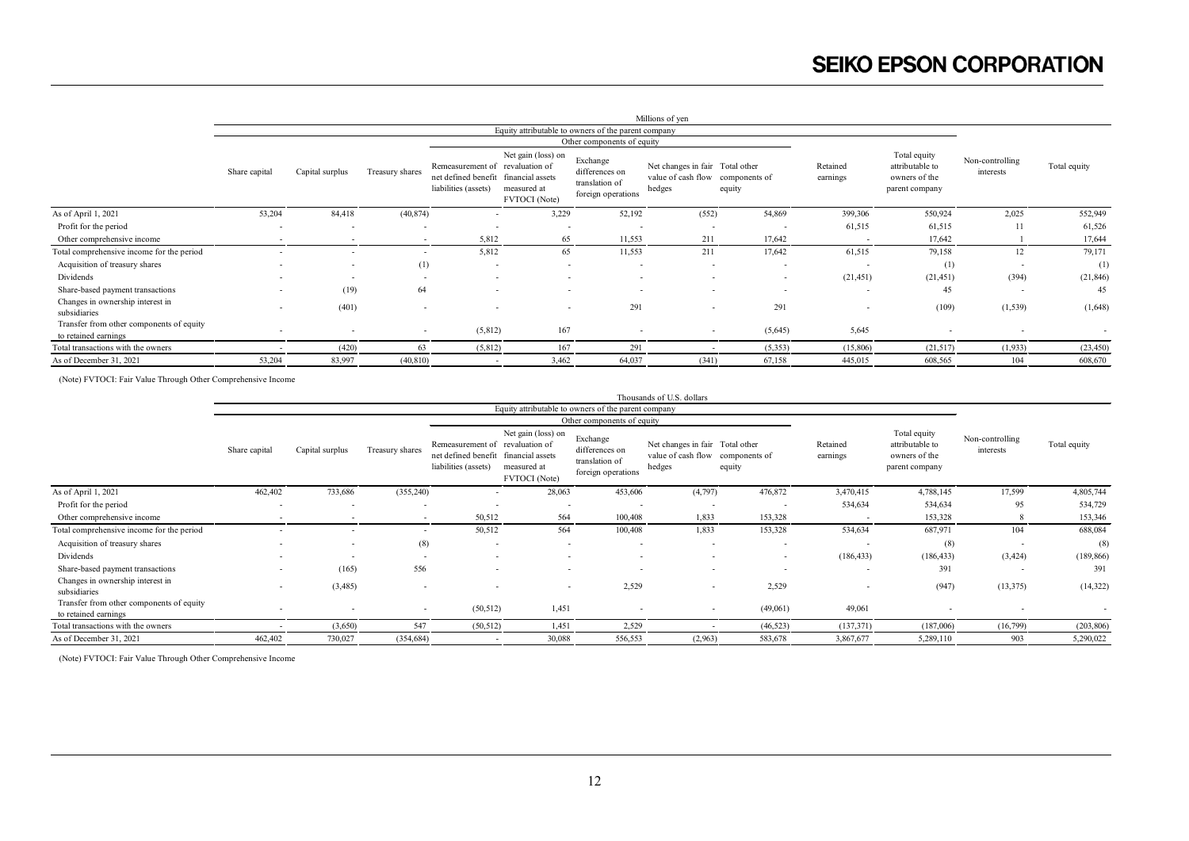Millions of yen

| | Equity attributable to owners of the parent company | | | | | | | | | | | | |
|---|---|---|---|---|---|---|---|---|---|---|---|---|---|
| | | | | Other components of equity | | | | | | | | | |
| | Share capital | Capital surplus | Treasury shares | Remeasurement of net defined benefit liabilities (assets) | Net gain (loss) on revaluation of financial assets measured at FVTOCI (Note) | Exchange differences on translation of foreign operations | Net changes in fair value of cash flow hedges | Total other components of equity | Retained earnings | Total equity attributable to owners of the parent company | Non-controlling interests | Total equity |
| As of April 1, 2021 | 53,204 | 84,418 | (40,874) | - | 3,229 | 52,192 | (552) | 54,869 | 399,306 | 550,924 | 2,025 | 552,949 |
| Profit for the period | - | - | - | - | - | - | - | - | 61,515 | 61,515 | 11 | 61,526 |
| Other comprehensive income | - | - | - | 5,812 | 65 | 11,553 | 211 | 17,642 | - | 17,642 | 1 | 17,644 |
| Total comprehensive income for the period | - | - | - | 5,812 | 65 | 11,553 | 211 | 17,642 | 61,515 | 79,158 | 12 | 79,171 |
| Acquisition of treasury shares | - | - | (1) | - | - | - | - | - | - | (1) | - | (1) |
| Dividends | - | - | - | - | - | - | - | - | (21,451) | (21,451) | (394) | (21,846) |
| Share-based payment transactions | - | (19) | 64 | - | - | - | - | - | - | 45 | - | 45 |
| Changes in ownership interest in subsidiaries | - | (401) | - | - | - | 291 | - | 291 | - | (109) | (1,539) | (1,648) |
| Transfer from other components of equity to retained earnings | - | - | - | (5,812) | 167 | - | - | (5,645) | 5,645 | - | - | - |
| Total transactions with the owners | - | (420) | 63 | (5,812) | 167 | 291 | - | (5,353) | (15,806) | (21,517) | (1,933) | (23,450) |
| As of December 31, 2021 | 53,204 | 83,997 | (40,810) | - | 3,462 | 64,037 | (341) | 67,158 | 445,015 | 608,565 | 104 | 608,670 |

(Note) FVTOCI: Fair Value Through Other Comprehensive Income

Thousands of U.S. dollars

| | Equity attributable to owners of the parent company | | | | | | | | | | | | |
|---|---|---|---|---|---|---|---|---|---|---|---|---|---|
| | | | | Other components of equity | | | | | | | | | |
| | Share capital | Capital surplus | Treasury shares | Remeasurement of net defined benefit liabilities (assets) | Net gain (loss) on revaluation of financial assets measured at FVTOCI (Note) | Exchange differences on translation of foreign operations | Net changes in fair value of cash flow hedges | Total other components of equity | Retained earnings | Total equity attributable to owners of the parent company | Non-controlling interests | Total equity |
| As of April 1, 2021 | 462,402 | 733,686 | (355,240) | - | 28,063 | 453,606 | (4,797) | 476,872 | 3,470,415 | 4,788,145 | 17,599 | 4,805,744 |
| Profit for the period | - | - | - | - | - | - | - | - | 534,634 | 534,634 | 95 | 534,729 |
| Other comprehensive income | - | - | - | 50,512 | 564 | 100,408 | 1,833 | 153,328 | - | 153,328 | 8 | 153,346 |
| Total comprehensive income for the period | - | - | - | 50,512 | 564 | 100,408 | 1,833 | 153,328 | 534,634 | 687,971 | 104 | 688,084 |
| Acquisition of treasury shares | - | - | (8) | - | - | - | - | - | - | (8) | - | (8) |
| Dividends | - | - | - | - | - | - | - | - | (186,433) | (186,433) | (3,424) | (189,866) |
| Share-based payment transactions | - | (165) | 556 | - | - | - | - | - | - | 391 | - | 391 |
| Changes in ownership interest in subsidiaries | - | (3,485) | - | - | - | 2,529 | - | 2,529 | - | (947) | (13,375) | (14,322) |
| Transfer from other components of equity to retained earnings | - | - | - | (50,512) | 1,451 | - | - | (49,061) | 49,061 | - | - | - |
| Total transactions with the owners | - | (3,650) | 547 | (50,512) | 1,451 | 2,529 | - | (46,523) | (137,371) | (187,006) | (16,799) | (203,806) |
| As of December 31, 2021 | 462,402 | 730,027 | (354,684) | - | 30,088 | 556,553 | (2,963) | 583,678 | 3,867,677 | 5,289,110 | 903 | 5,290,022 |

(Note) FVTOCI: Fair Value Through Other Comprehensive Income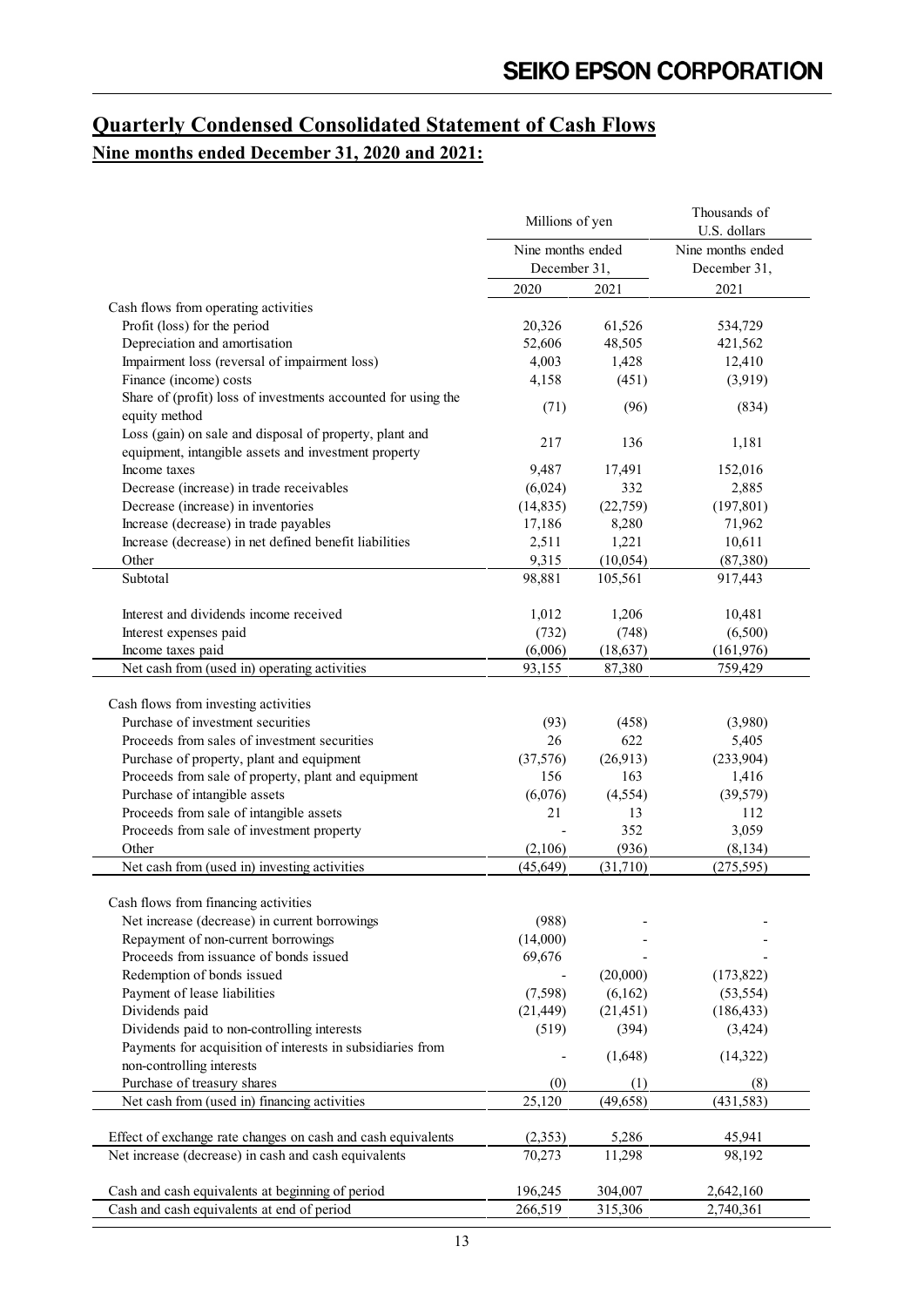## Quarterly Condensed Consolidated Statement of Cash Flows

### Nine months ended December 31, 2020 and 2021:

| | Millions of yen | | Thousands of U.S. dollars |
|---|---|---|---|
| | Nine months ended December 31, | | Nine months ended December 31, |
| | 2020 | 2021 | 2021 |
| Cash flows from operating activities | | | |
| Profit (loss) for the period | 20,326 | 61,526 | 534,729 |
| Depreciation and amortisation | 52,606 | 48,505 | 421,562 |
| Impairment loss (reversal of impairment loss) | 4,003 | 1,428 | 12,410 |
| Finance (income) costs | 4,158 | (451) | (3,919) |
| Share of (profit) loss of investments accounted for using the equity method | (71) | (96) | (834) |
| Loss (gain) on sale and disposal of property, plant and equipment, intangible assets and investment property | 217 | 136 | 1,181 |
| Income taxes | 9,487 | 17,491 | 152,016 |
| Decrease (increase) in trade receivables | (6,024) | 332 | 2,885 |
| Decrease (increase) in inventories | (14,835) | (22,759) | (197,801) |
| Increase (decrease) in trade payables | 17,186 | 8,280 | 71,962 |
| Increase (decrease) in net defined benefit liabilities | 2,511 | 1,221 | 10,611 |
| Other | 9,315 | (10,054) | (87,380) |
| Subtotal | 98,881 | 105,561 | 917,443 |
| Interest and dividends income received | 1,012 | 1,206 | 10,481 |
| Interest expenses paid | (732) | (748) | (6,500) |
| Income taxes paid | (6,006) | (18,637) | (161,976) |
| Net cash from (used in) operating activities | 93,155 | 87,380 | 759,429 |
| Cash flows from investing activities | | | |
| Purchase of investment securities | (93) | (458) | (3,980) |
| Proceeds from sales of investment securities | 26 | 622 | 5,405 |
| Purchase of property, plant and equipment | (37,576) | (26,913) | (233,904) |
| Proceeds from sale of property, plant and equipment | 156 | 163 | 1,416 |
| Purchase of intangible assets | (6,076) | (4,554) | (39,579) |
| Proceeds from sale of intangible assets | 21 | 13 | 112 |
| Proceeds from sale of investment property | - | 352 | 3,059 |
| Other | (2,106) | (936) | (8,134) |
| Net cash from (used in) investing activities | (45,649) | (31,710) | (275,595) |
| Cash flows from financing activities | | | |
| Net increase (decrease) in current borrowings | (988) | - | - |
| Repayment of non-current borrowings | (14,000) | - | - |
| Proceeds from issuance of bonds issued | 69,676 | - | - |
| Redemption of bonds issued | - | (20,000) | (173,822) |
| Payment of lease liabilities | (7,598) | (6,162) | (53,554) |
| Dividends paid | (21,449) | (21,451) | (186,433) |
| Dividends paid to non-controlling interests | (519) | (394) | (3,424) |
| Payments for acquisition of interests in subsidiaries from non-controlling interests | - | (1,648) | (14,322) |
| Purchase of treasury shares | (0) | (1) | (8) |
| Net cash from (used in) financing activities | 25,120 | (49,658) | (431,583) |
| Effect of exchange rate changes on cash and cash equivalents | (2,353) | 5,286 | 45,941 |
| Net increase (decrease) in cash and cash equivalents | 70,273 | 11,298 | 98,192 |
| Cash and cash equivalents at beginning of period | 196,245 | 304,007 | 2,642,160 |
| Cash and cash equivalents at end of period | 266,519 | 315,306 | 2,740,361 |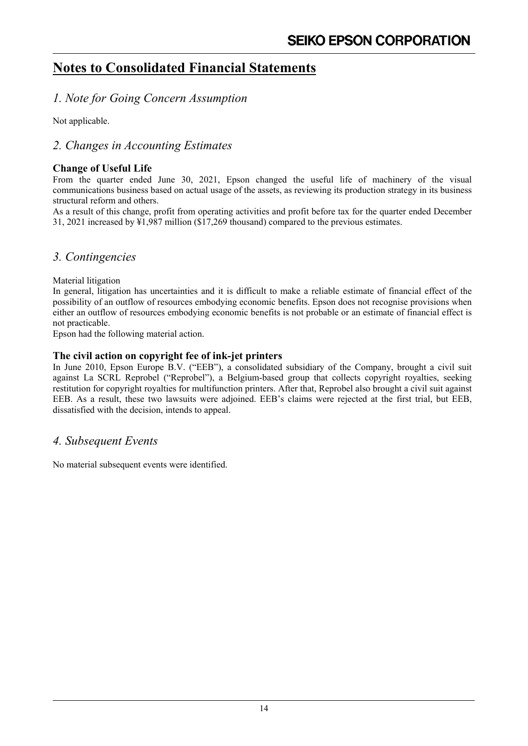# Notes to Consolidated Financial Statements

## *1. Note for Going Concern Assumption*

Not applicable.

## *2. Changes in Accounting Estimates*

### Change of Useful Life

From the quarter ended June 30, 2021, Epson changed the useful life of machinery of the visual communications business based on actual usage of the assets, as reviewing its production strategy in its business structural reform and others.

As a result of this change, profit from operating activities and profit before tax for the quarter ended December 31, 2021 increased by ¥1,987 million ($17,269 thousand) compared to the previous estimates.

## *3. Contingencies*

Material litigation

In general, litigation has uncertainties and it is difficult to make a reliable estimate of financial effect of the possibility of an outflow of resources embodying economic benefits. Epson does not recognise provisions when either an outflow of resources embodying economic benefits is not probable or an estimate of financial effect is not practicable.

Epson had the following material action.

### The civil action on copyright fee of ink-jet printers

In June 2010, Epson Europe B.V. ("EEB"), a consolidated subsidiary of the Company, brought a civil suit against La SCRL Reprobel ("Reprobel"), a Belgium-based group that collects copyright royalties, seeking restitution for copyright royalties for multifunction printers. After that, Reprobel also brought a civil suit against EEB. As a result, these two lawsuits were adjoined. EEB's claims were rejected at the first trial, but EEB, dissatisfied with the decision, intends to appeal.

## *4. Subsequent Events*

No material subsequent events were identified.